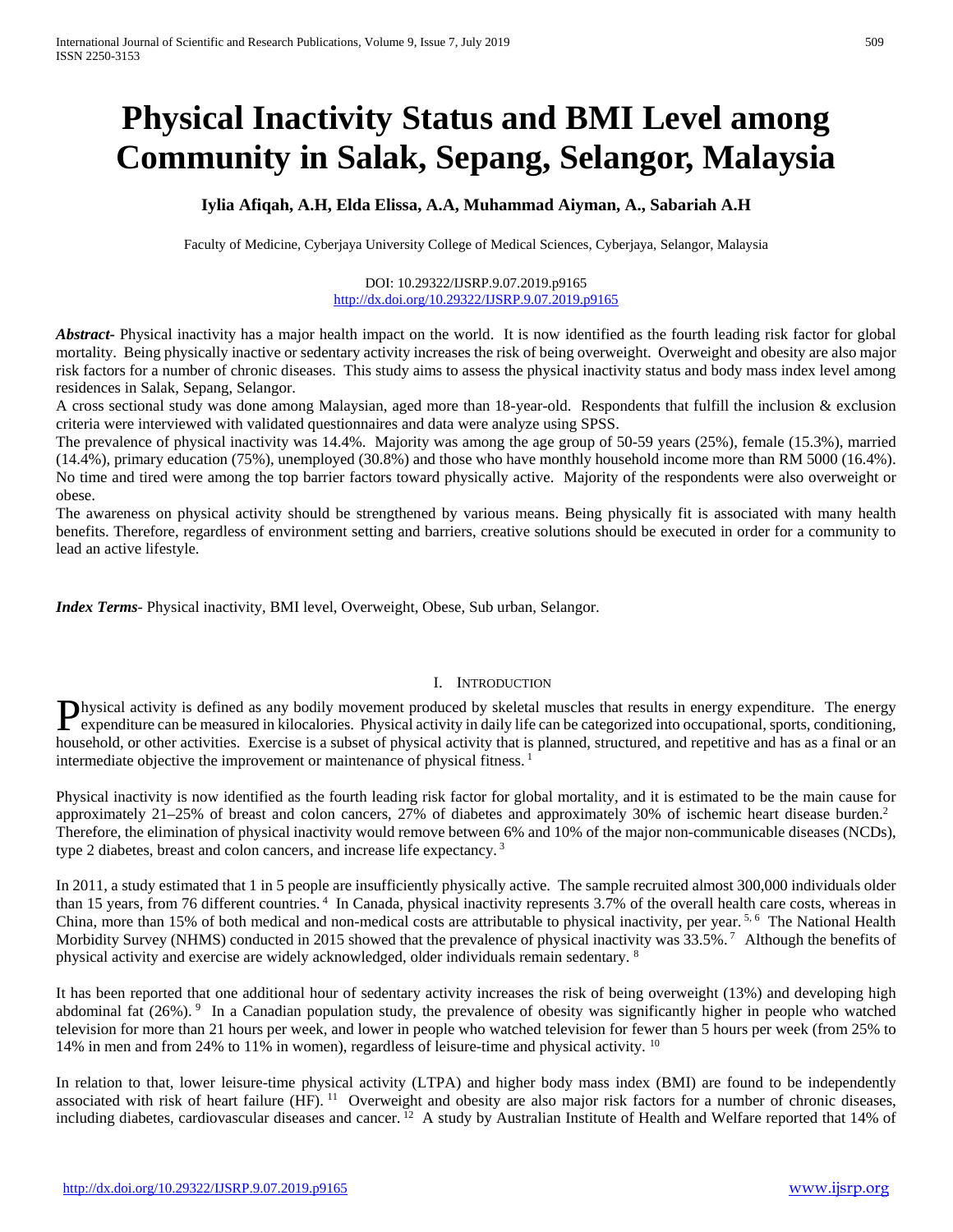# Physical Inactivity Status and BMI Level among Community in Salak, Sepang, Selangor, Malaysia

**Iylia Afiqah, A.H, Elda Elissa, A.A, Muhammad Aiyman, A., Sabariah A.H**

Faculty of Medicine, Cyberjaya University College of Medical Sciences, Cyberjaya, Selangor, Malaysia

DOI: 10.29322/IJSRP.9.07.2019.p9165
http://dx.doi.org/10.29322/IJSRP.9.07.2019.p9165

***Abstract*****-** Physical inactivity has a major health impact on the world. It is now identified as the fourth leading risk factor for global mortality. Being physically inactive or sedentary activity increases the risk of being overweight. Overweight and obesity are also major risk factors for a number of chronic diseases. This study aims to assess the physical inactivity status and body mass index level among residences in Salak, Sepang, Selangor.

A cross sectional study was done among Malaysian, aged more than 18-year-old. Respondents that fulfill the inclusion & exclusion criteria were interviewed with validated questionnaires and data were analyze using SPSS.

The prevalence of physical inactivity was 14.4%. Majority was among the age group of 50-59 years (25%), female (15.3%), married (14.4%), primary education (75%), unemployed (30.8%) and those who have monthly household income more than RM 5000 (16.4%). No time and tired were among the top barrier factors toward physically active. Majority of the respondents were also overweight or obese.

The awareness on physical activity should be strengthened by various means. Being physically fit is associated with many health benefits. Therefore, regardless of environment setting and barriers, creative solutions should be executed in order for a community to lead an active lifestyle.

***Index Terms*****-** Physical inactivity, BMI level, Overweight, Obese, Sub urban, Selangor.

## I. Introduction

Physical activity is defined as any bodily movement produced by skeletal muscles that results in energy expenditure. The energy expenditure can be measured in kilocalories. Physical activity in daily life can be categorized into occupational, sports, conditioning, household, or other activities. Exercise is a subset of physical activity that is planned, structured, and repetitive and has as a final or an intermediate objective the improvement or maintenance of physical fitness. [1]

Physical inactivity is now identified as the fourth leading risk factor for global mortality, and it is estimated to be the main cause for approximately 21–25% of breast and colon cancers, 27% of diabetes and approximately 30% of ischemic heart disease burden.[2] Therefore, the elimination of physical inactivity would remove between 6% and 10% of the major non-communicable diseases (NCDs), type 2 diabetes, breast and colon cancers, and increase life expectancy. [3]

In 2011, a study estimated that 1 in 5 people are insufficiently physically active. The sample recruited almost 300,000 individuals older than 15 years, from 76 different countries. [4] In Canada, physical inactivity represents 3.7% of the overall health care costs, whereas in China, more than 15% of both medical and non-medical costs are attributable to physical inactivity, per year. [5, 6] The National Health Morbidity Survey (NHMS) conducted in 2015 showed that the prevalence of physical inactivity was 33.5%. [7] Although the benefits of physical activity and exercise are widely acknowledged, older individuals remain sedentary. [8]

It has been reported that one additional hour of sedentary activity increases the risk of being overweight (13%) and developing high abdominal fat (26%). [9] In a Canadian population study, the prevalence of obesity was significantly higher in people who watched television for more than 21 hours per week, and lower in people who watched television for fewer than 5 hours per week (from 25% to 14% in men and from 24% to 11% in women), regardless of leisure-time and physical activity. [10]

In relation to that, lower leisure-time physical activity (LTPA) and higher body mass index (BMI) are found to be independently associated with risk of heart failure (HF). [11] Overweight and obesity are also major risk factors for a number of chronic diseases, including diabetes, cardiovascular diseases and cancer. [12] A study by Australian Institute of Health and Welfare reported that 14% of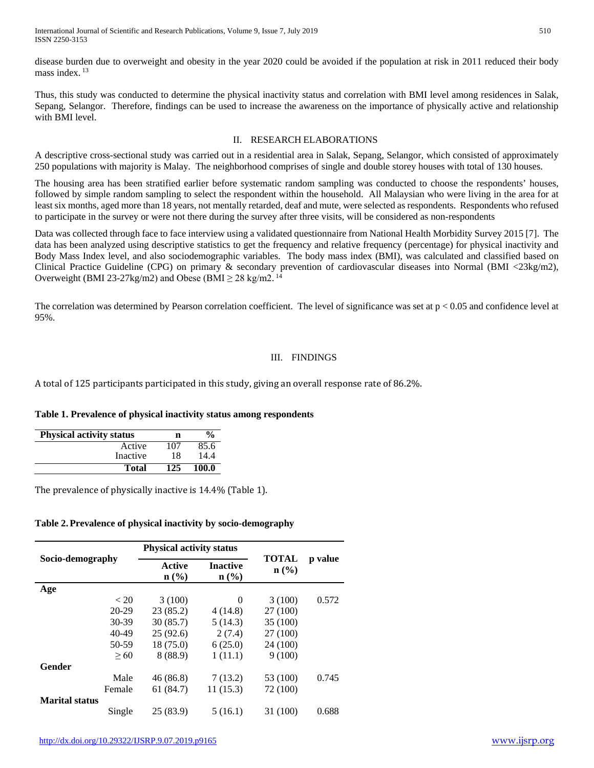disease burden due to overweight and obesity in the year 2020 could be avoided if the population at risk in 2011 reduced their body mass index. [13]

Thus, this study was conducted to determine the physical inactivity status and correlation with BMI level among residences in Salak, Sepang, Selangor. Therefore, findings can be used to increase the awareness on the importance of physically active and relationship with BMI level.

## II. RESEARCH ELABORATIONS

A descriptive cross-sectional study was carried out in a residential area in Salak, Sepang, Selangor, which consisted of approximately 250 populations with majority is Malay. The neighborhood comprises of single and double storey houses with total of 130 houses.

The housing area has been stratified earlier before systematic random sampling was conducted to choose the respondents' houses, followed by simple random sampling to select the respondent within the household. All Malaysian who were living in the area for at least six months, aged more than 18 years, not mentally retarded, deaf and mute, were selected as respondents. Respondents who refused to participate in the survey or were not there during the survey after three visits, will be considered as non-respondents

Data was collected through face to face interview using a validated questionnaire from National Health Morbidity Survey 2015 [7]. The data has been analyzed using descriptive statistics to get the frequency and relative frequency (percentage) for physical inactivity and Body Mass Index level, and also sociodemographic variables. The body mass index (BMI), was calculated and classified based on Clinical Practice Guideline (CPG) on primary & secondary prevention of cardiovascular diseases into Normal (BMI <23kg/m2), Overweight (BMI 23-27kg/m2) and Obese (BMI ≥ 28 kg/m2. [14]

The correlation was determined by Pearson correlation coefficient. The level of significance was set at $p < 0.05$ and confidence level at 95%.

## III. FINDINGS

A total of 125 participants participated in this study, giving an overall response rate of 86.2%.

**Table 1. Prevalence of physical inactivity status among respondents**

| Physical activity status | n | % |
|---|---|---|
| Active | 107 | 85.6 |
| Inactive | 18 | 14.4 |
| **Total** | **125** | **100.0** |

The prevalence of physically inactive is 14.4% (Table 1).

**Table 2. Prevalence of physical inactivity by socio-demography**

| Socio-demography | Physical activity status | | TOTAL n (%) | p value |
|---|---|---|---|---|
| | Active n (%) | Inactive n (%) | | |
| **Age** | | | | |
| < 20 | 3 (100) | 0 | 3 (100) | 0.572 |
| 20-29 | 23 (85.2) | 4 (14.8) | 27 (100) | |
| 30-39 | 30 (85.7) | 5 (14.3) | 35 (100) | |
| 40-49 | 25 (92.6) | 2 (7.4) | 27 (100) | |
| 50-59 | 18 (75.0) | 6 (25.0) | 24 (100) | |
| ≥ 60 | 8 (88.9) | 1 (11.1) | 9 (100) | |
| **Gender** | | | | |
| Male | 46 (86.8) | 7 (13.2) | 53 (100) | 0.745 |
| Female | 61 (84.7) | 11 (15.3) | 72 (100) | |
| **Marital status** | | | | |
| Single | 25 (83.9) | 5 (16.1) | 31 (100) | 0.688 |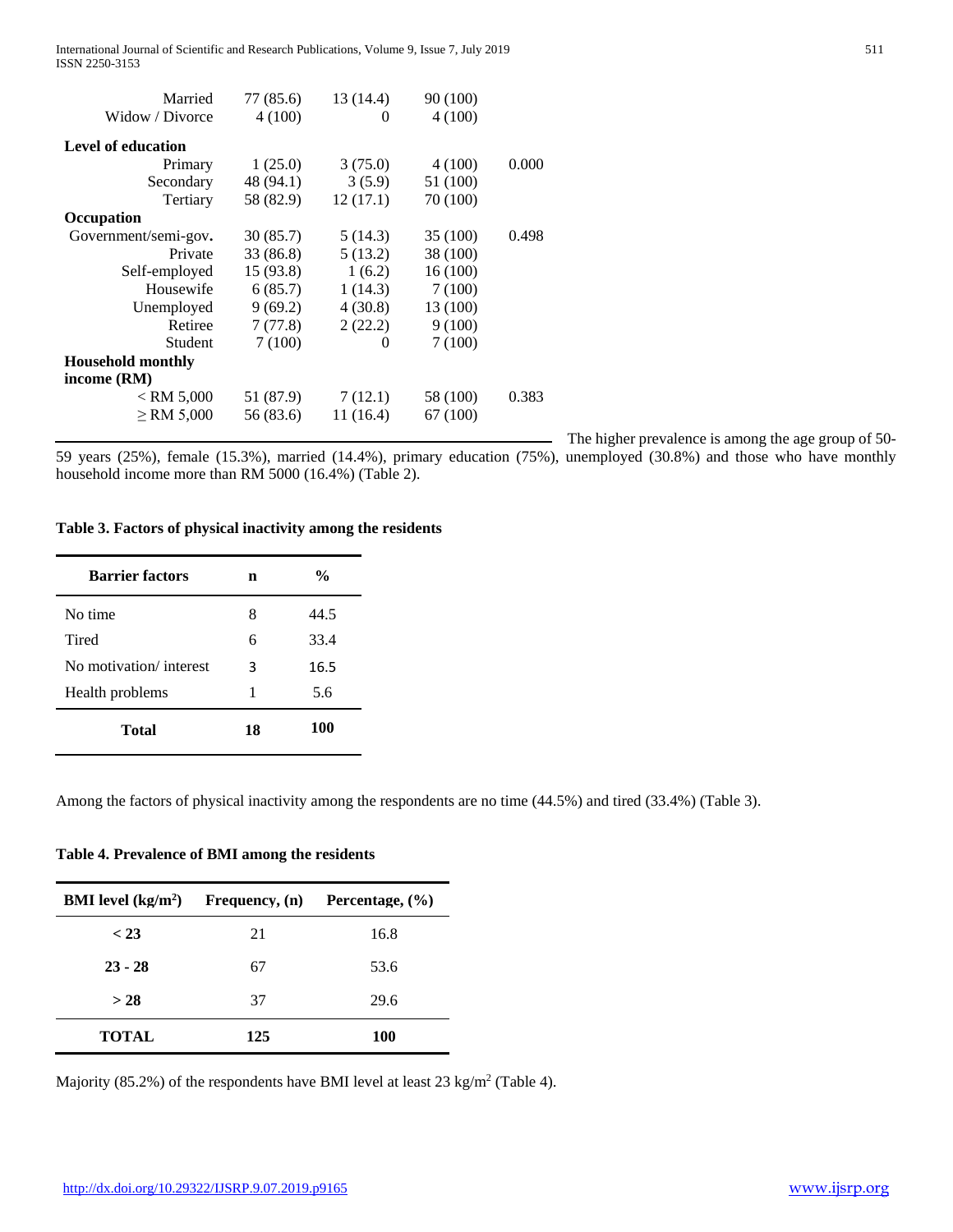| | | | | |
|---|---|---|---|---|
| Married | 77 (85.6) | 13 (14.4) | 90 (100) | |
| Widow / Divorce | 4 (100) | 0 | 4 (100) | |
| **Level of education** | | | | |
| Primary | 1 (25.0) | 3 (75.0) | 4 (100) | 0.000 |
| Secondary | 48 (94.1) | 3 (5.9) | 51 (100) | |
| Tertiary | 58 (82.9) | 12 (17.1) | 70 (100) | |
| **Occupation** | | | | |
| Government/semi-gov. | 30 (85.7) | 5 (14.3) | 35 (100) | 0.498 |
| Private | 33 (86.8) | 5 (13.2) | 38 (100) | |
| Self-employed | 15 (93.8) | 1 (6.2) | 16 (100) | |
| Housewife | 6 (85.7) | 1 (14.3) | 7 (100) | |
| Unemployed | 9 (69.2) | 4 (30.8) | 13 (100) | |
| Retiree | 7 (77.8) | 2 (22.2) | 9 (100) | |
| Student | 7 (100) | 0 | 7 (100) | |
| **Household monthly income (RM)** | | | | |
| < RM 5,000 | 51 (87.9) | 7 (12.1) | 58 (100) | 0.383 |
| ≥ RM 5,000 | 56 (83.6) | 11 (16.4) | 67 (100) | |

The higher prevalence is among the age group of 50-59 years (25%), female (15.3%), married (14.4%), primary education (75%), unemployed (30.8%) and those who have monthly household income more than RM 5000 (16.4%) (Table 2).

**Table 3. Factors of physical inactivity among the residents**

| Barrier factors | n | % |
|---|---|---|
| No time | 8 | 44.5 |
| Tired | 6 | 33.4 |
| No motivation/ interest | 3 | 16.5 |
| Health problems | 1 | 5.6 |
| **Total** | **18** | **100** |

Among the factors of physical inactivity among the respondents are no time (44.5%) and tired (33.4%) (Table 3).

**Table 4. Prevalence of BMI among the residents**

| BMI level (kg/m$^2$) | Frequency, (n) | Percentage, (%) |
|---|---|---|
| **< 23** | 21 | 16.8 |
| **23 - 28** | 67 | 53.6 |
| **> 28** | 37 | 29.6 |
| **TOTAL** | **125** | **100** |

Majority (85.2%) of the respondents have BMI level at least 23 kg/m$^2$ (Table 4).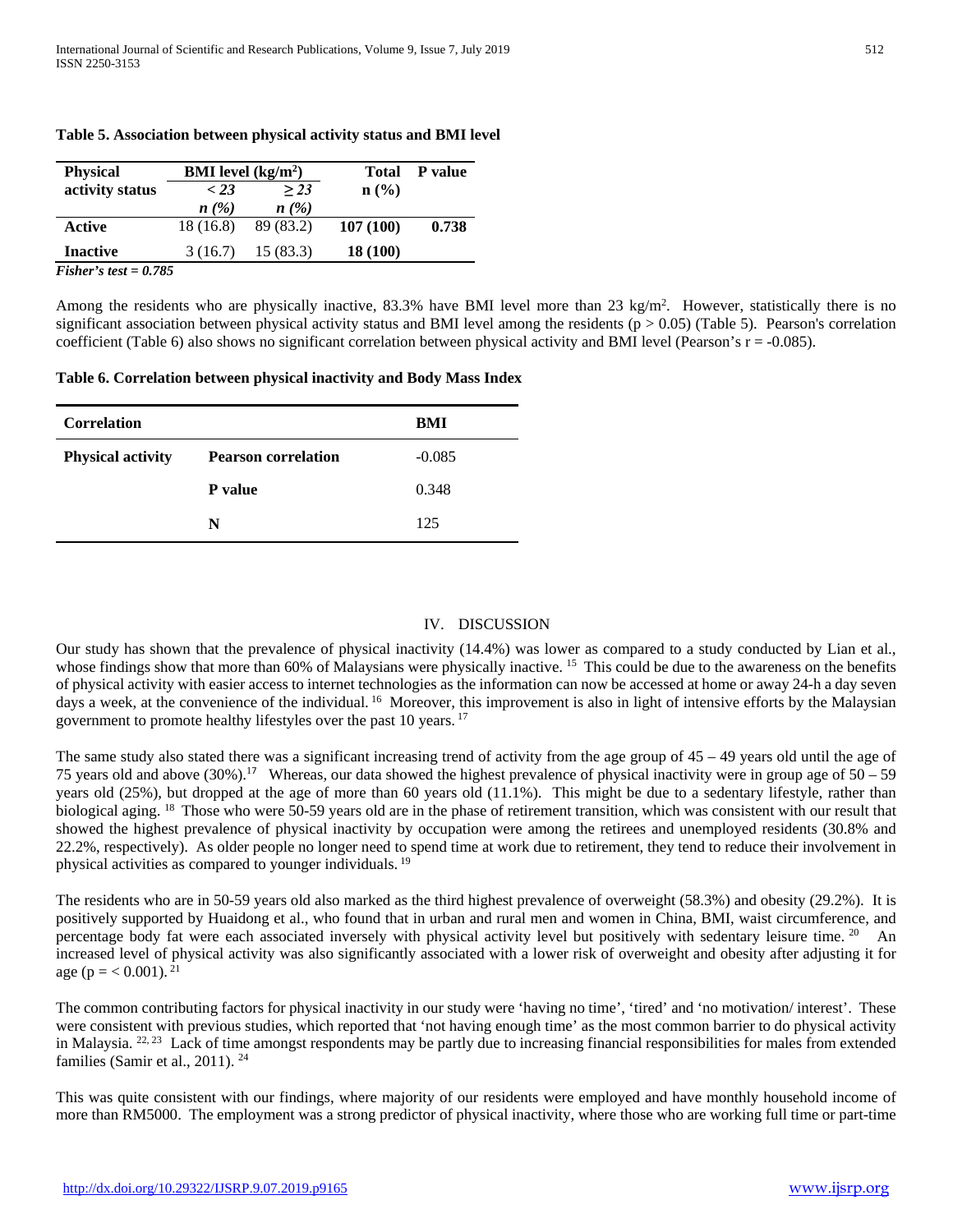**Table 5. Association between physical activity status and BMI level**

| Physical activity status | BMI level ($kg/m^2$) | | Total n (%) | P value |
|---|---|---|---|---|
| | < 23 *n (%)* | ≥ 23 *n (%)* | | |
| **Active** | 18 (16.8) | 89 (83.2) | **107 (100)** | **0.738** |
| **Inactive** | 3 (16.7) | 15 (83.3) | **18 (100)** | |

***Fisher's test = 0.785***

Among the residents who are physically inactive, 83.3% have BMI level more than 23 $kg/m^2$. However, statistically there is no significant association between physical activity status and BMI level among the residents ($p > 0.05$) (Table 5). Pearson's correlation coefficient (Table 6) also shows no significant correlation between physical activity and BMI level (Pearson's $r = -0.085$).

**Table 6. Correlation between physical inactivity and Body Mass Index**

| Correlation | | BMI |
|---|---|---|
| **Physical activity** | **Pearson correlation** | -0.085 |
| | **P value** | 0.348 |
| | **N** | 125 |

## IV. DISCUSSION

Our study has shown that the prevalence of physical inactivity (14.4%) was lower as compared to a study conducted by Lian et al., whose findings show that more than 60% of Malaysians were physically inactive. [15] This could be due to the awareness on the benefits of physical activity with easier access to internet technologies as the information can now be accessed at home or away 24-h a day seven days a week, at the convenience of the individual. [16] Moreover, this improvement is also in light of intensive efforts by the Malaysian government to promote healthy lifestyles over the past 10 years. [17]

The same study also stated there was a significant increasing trend of activity from the age group of 45 – 49 years old until the age of 75 years old and above (30%).[17] Whereas, our data showed the highest prevalence of physical inactivity were in group age of 50 – 59 years old (25%), but dropped at the age of more than 60 years old (11.1%). This might be due to a sedentary lifestyle, rather than biological aging. [18] Those who were 50-59 years old are in the phase of retirement transition, which was consistent with our result that showed the highest prevalence of physical inactivity by occupation were among the retirees and unemployed residents (30.8% and 22.2%, respectively). As older people no longer need to spend time at work due to retirement, they tend to reduce their involvement in physical activities as compared to younger individuals. [19]

The residents who are in 50-59 years old also marked as the third highest prevalence of overweight (58.3%) and obesity (29.2%). It is positively supported by Huaidong et al., who found that in urban and rural men and women in China, BMI, waist circumference, and percentage body fat were each associated inversely with physical activity level but positively with sedentary leisure time. [20] An increased level of physical activity was also significantly associated with a lower risk of overweight and obesity after adjusting it for age ($p = < 0.001$). [21]

The common contributing factors for physical inactivity in our study were 'having no time', 'tired' and 'no motivation/ interest'. These were consistent with previous studies, which reported that 'not having enough time' as the most common barrier to do physical activity in Malaysia. [22, 23] Lack of time amongst respondents may be partly due to increasing financial responsibilities for males from extended families (Samir et al., 2011). [24]

This was quite consistent with our findings, where majority of our residents were employed and have monthly household income of more than RM5000. The employment was a strong predictor of physical inactivity, where those who are working full time or part-time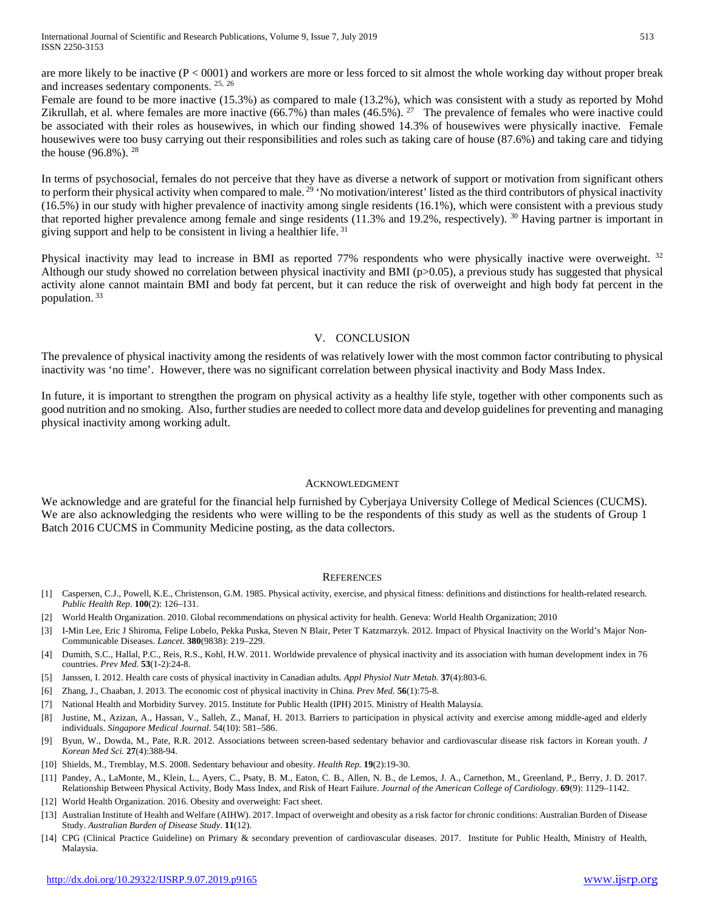are more likely to be inactive (P < 0001) and workers are more or less forced to sit almost the whole working day without proper break and increases sedentary components. [25, 26]

Female are found to be more inactive (15.3%) as compared to male (13.2%), which was consistent with a study as reported by Mohd Zikrullah, et al. where females are more inactive (66.7%) than males (46.5%). [27] The prevalence of females who were inactive could be associated with their roles as housewives, in which our finding showed 14.3% of housewives were physically inactive. Female housewives were too busy carrying out their responsibilities and roles such as taking care of house (87.6%) and taking care and tidying the house (96.8%). [28]

In terms of psychosocial, females do not perceive that they have as diverse a network of support or motivation from significant others to perform their physical activity when compared to male. [29] 'No motivation/interest' listed as the third contributors of physical inactivity (16.5%) in our study with higher prevalence of inactivity among single residents (16.1%), which were consistent with a previous study that reported higher prevalence among female and singe residents (11.3% and 19.2%, respectively). [30] Having partner is important in giving support and help to be consistent in living a healthier life. [31]

Physical inactivity may lead to increase in BMI as reported 77% respondents who were physically inactive were overweight. [32] Although our study showed no correlation between physical inactivity and BMI (p>0.05), a previous study has suggested that physical activity alone cannot maintain BMI and body fat percent, but it can reduce the risk of overweight and high body fat percent in the population. [33]

## V. Conclusion

The prevalence of physical inactivity among the residents of was relatively lower with the most common factor contributing to physical inactivity was 'no time'. However, there was no significant correlation between physical inactivity and Body Mass Index.

In future, it is important to strengthen the program on physical activity as a healthy life style, together with other components such as good nutrition and no smoking. Also, further studies are needed to collect more data and develop guidelines for preventing and managing physical inactivity among working adult.

## Acknowledgment

We acknowledge and are grateful for the financial help furnished by Cyberjaya University College of Medical Sciences (CUCMS). We are also acknowledging the residents who were willing to be the respondents of this study as well as the students of Group 1 Batch 2016 CUCMS in Community Medicine posting, as the data collectors.

## References

[1] Caspersen, C.J., Powell, K.E., Christenson, G.M. 1985. Physical activity, exercise, and physical fitness: definitions and distinctions for health-related research. *Public Health Rep*. **100**(2): 126–131.

[2] World Health Organization. 2010. Global recommendations on physical activity for health. Geneva: World Health Organization; 2010

[3] I-Min Lee, Eric J Shiroma, Felipe Lobelo, Pekka Puska, Steven N Blair, Peter T Katzmarzyk. 2012. Impact of Physical Inactivity on the World's Major Non-Communicable Diseases. *Lancet.* **380**(9838): 219–229.

[4] Dumith, S.C., Hallal, P.C., Reis, R.S., Kohl, H.W. 2011. Worldwide prevalence of physical inactivity and its association with human development index in 76 countries. *Prev Med*. **53**(1-2):24-8.

[5] Janssen, I. 2012. Health care costs of physical inactivity in Canadian adults. *Appl Physiol Nutr Metab.* **37**(4):803-6.

[6] Zhang, J., Chaaban, J. 2013. The economic cost of physical inactivity in China. *Prev Med.* **56**(1):75-8.

[7] National Health and Morbidity Survey. 2015. Institute for Public Health (IPH) 2015. Ministry of Health Malaysia.

[8] Justine, M., Azizan, A., Hassan, V., Salleh, Z., Manaf, H. 2013. Barriers to participation in physical activity and exercise among middle-aged and elderly individuals. *Singapore Medical Journal*. 54(10): 581–586.

[9] Byun, W., Dowda, M., Pate, R.R. 2012. Associations between screen-based sedentary behavior and cardiovascular disease risk factors in Korean youth. *J Korean Med Sci.* **27**(4):388-94.

[10] Shields, M., Tremblay, M.S. 2008. Sedentary behaviour and obesity. *Health Rep.* **19**(2):19-30.

[11] Pandey, A., LaMonte, M., Klein, L., Ayers, C., Psaty, B. M., Eaton, C. B., Allen, N. B., de Lemos, J. A., Carnethon, M., Greenland, P., Berry, J. D. 2017. Relationship Between Physical Activity, Body Mass Index, and Risk of Heart Failure. *Journal of the American College of Cardiology*. **69**(9): 1129–1142.

[12] World Health Organization. 2016. Obesity and overweight: Fact sheet.

[13] Australian Institute of Health and Welfare (AIHW). 2017. Impact of overweight and obesity as a risk factor for chronic conditions: Australian Burden of Disease Study. *Australian Burden of Disease Study*. **11**(12).

[14] CPG (Clinical Practice Guideline) on Primary & secondary prevention of cardiovascular diseases. 2017. Institute for Public Health, Ministry of Health, Malaysia.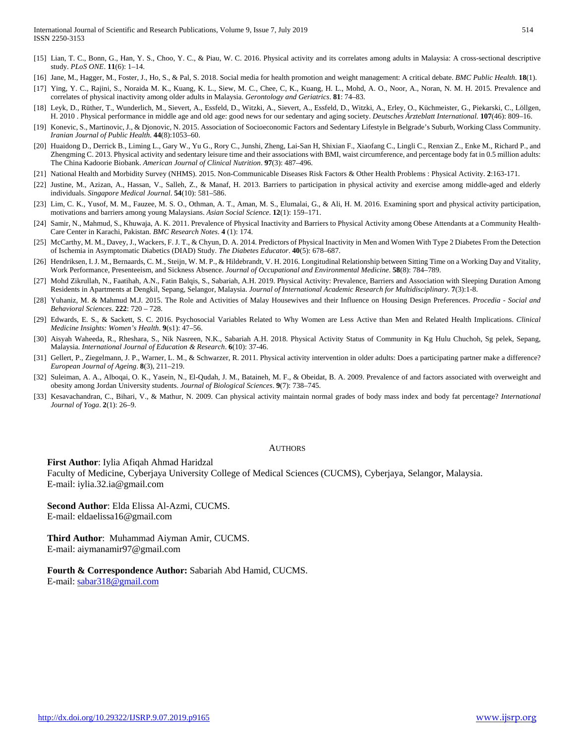[15] Lian, T. C., Bonn, G., Han, Y. S., Choo, Y. C., & Piau, W. C. 2016. Physical activity and its correlates among adults in Malaysia: A cross-sectional descriptive study. *PLoS ONE*. **11**(6): 1–14.

[16] Jane, M., Hagger, M., Foster, J., Ho, S., & Pal, S. 2018. Social media for health promotion and weight management: A critical debate. *BMC Public Health*. **18**(1).

[17] Ying, Y. C., Rajini, S., Noraida M. K., Kuang, K. L., Siew, M. C., Chee, C, K., Kuang, H. L., Mohd, A. O., Noor, A., Noran, N. M. H. 2015. Prevalence and correlates of physical inactivity among older adults in Malaysia. *Gerontology and Geriatrics*. **81**: 74–83.

[18] Leyk, D., Rüther, T., Wunderlich, M., Sievert, A., Essfeld, D., Witzki, A., Sievert, A., Essfeld, D., Witzki, A., Erley, O., Küchmeister, G., Piekarski, C., Löllgen, H. 2010 . Physical performance in middle age and old age: good news for our sedentary and aging society. *Deutsches Ärzteblatt International.* **107**(46): 809–16.

[19] Konevic, S., Martinovic, J., & Djonovic, N. 2015. Association of Socioeconomic Factors and Sedentary Lifestyle in Belgrade's Suburb, Working Class Community. *Iranian Journal of Public Health*. **44**(8):1053–60.

[20] Huaidong D., Derrick B., Liming L., Gary W., Yu G., Rory C., Junshi, Zheng, Lai-San H, Shixian F., Xiaofang C., Lingli C., Renxian Z., Enke M., Richard P., and Zhengming C. 2013. Physical activity and sedentary leisure time and their associations with BMI, waist circumference, and percentage body fat in 0.5 million adults: The China Kadoorie Biobank. *American Journal of Clinical Nutrition*. **97**(3): 487–496.

[21] National Health and Morbidity Survey (NHMS). 2015. Non-Communicable Diseases Risk Factors & Other Health Problems : Physical Activity. **2**:163-171.

[22] Justine, M., Azizan, A., Hassan, V., Salleh, Z., & Manaf, H. 2013. Barriers to participation in physical activity and exercise among middle-aged and elderly individuals. *Singapore Medical Journal*. **54**(10): 581–586.

[23] Lim, C. K., Yusof, M. M., Fauzee, M. S. O., Othman, A. T., Aman, M. S., Elumalai, G., & Ali, H. M. 2016. Examining sport and physical activity participation, motivations and barriers among young Malaysians. *Asian Social Science*. **12**(1): 159–171.

[24] Samir, N., Mahmud, S., Khuwaja, A. K. 2011. Prevalence of Physical Inactivity and Barriers to Physical Activity among Obese Attendants at a Community Health-Care Center in Karachi, Pakistan. *BMC Research Notes.* **4** (1): 174.

[25] McCarthy, M. M., Davey, J., Wackers, F. J. T., & Chyun, D. A. 2014. Predictors of Physical Inactivity in Men and Women With Type 2 Diabetes From the Detection of Ischemia in Asymptomatic Diabetics (DIAD) Study. *The Diabetes Educator*. **40**(5): 678–687.

[26] Hendriksen, I. J. M., Bernaards, C. M., Steijn, W. M. P., & Hildebrandt, V. H. 2016. Longitudinal Relationship between Sitting Time on a Working Day and Vitality, Work Performance, Presenteeism, and Sickness Absence. *Journal of Occupational and Environmental Medicine*. **58**(8): 784–789.

[27] Mohd Zikrullah, N., Faatihah, A.N., Fatin Balqis, S., Sabariah, A.H. 2019. Physical Activity: Prevalence, Barriers and Association with Sleeping Duration Among Residents in Apartments at Dengkil, Sepang, Selangor, Malaysia. *Journal of International Academic Research for Multidisciplinary*. **7**(3):1-8.

[28] Yuhaniz, M. & Mahmud M.J. 2015. The Role and Activities of Malay Housewives and their Influence on Housing Design Preferences. *Procedia - Social and Behavioral Sciences*. **222**: 720 – 728.

[29] Edwards, E. S., & Sackett, S. C. 2016. Psychosocial Variables Related to Why Women are Less Active than Men and Related Health Implications. *Clinical Medicine Insights: Women's Health*. **9**(s1): 47–56.

[30] Aisyah Waheeda, R., Rheshara, S., Nik Nasreen, N.K., Sabariah A.H. 2018. Physical Activity Status of Community in Kg Hulu Chuchoh, Sg pelek, Sepang, Malaysia. *International Journal of Education & Research*. **6**(10): 37-46.

[31] Gellert, P., Ziegelmann, J. P., Warner, L. M., & Schwarzer, R. 2011. Physical activity intervention in older adults: Does a participating partner make a difference? *European Journal of Ageing*. **8**(3), 211–219.

[32] Suleiman, A. A., Alboqai, O. K., Yasein, N., El-Qudah, J. M., Bataineh, M. F., & Obeidat, B. A. 2009. Prevalence of and factors associated with overweight and obesity among Jordan University students. *Journal of Biological Sciences*. **9**(7): 738–745.

[33] Kesavachandran, C., Bihari, V., & Mathur, N. 2009. Can physical activity maintain normal grades of body mass index and body fat percentage? *International Journal of Yoga*. **2**(1): 26–9.

## AUTHORS

**First Author**: Iylia Afiqah Ahmad Haridzal
Faculty of Medicine, Cyberjaya University College of Medical Sciences (CUCMS), Cyberjaya, Selangor, Malaysia.
E-mail: iylia.32.ia@gmail.com

**Second Author**: Elda Elissa Al-Azmi, CUCMS.
E-mail: eldaelissa16@gmail.com

**Third Author**: Muhammad Aiyman Amir, CUCMS.
E-mail: aiymanamir97@gmail.com

**Fourth & Correspondence Author:** Sabariah Abd Hamid, CUCMS.
E-mail: sabar318@gmail.com